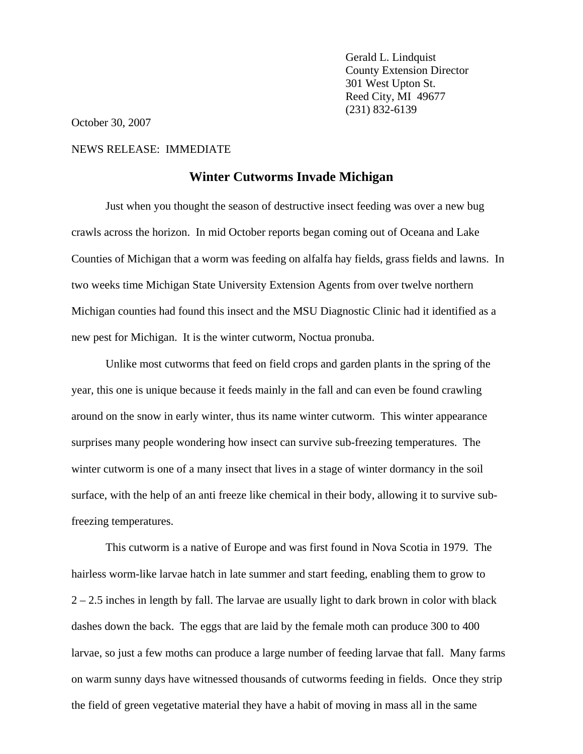Gerald L. Lindquist
County Extension Director
301 West Upton St.
Reed City, MI 49677
(231) 832-6139

October 30, 2007

NEWS RELEASE: IMMEDIATE

# Winter Cutworms Invade Michigan

Just when you thought the season of destructive insect feeding was over a new bug crawls across the horizon. In mid October reports began coming out of Oceana and Lake Counties of Michigan that a worm was feeding on alfalfa hay fields, grass fields and lawns. In two weeks time Michigan State University Extension Agents from over twelve northern Michigan counties had found this insect and the MSU Diagnostic Clinic had it identified as a new pest for Michigan. It is the winter cutworm, Noctua pronuba.

Unlike most cutworms that feed on field crops and garden plants in the spring of the year, this one is unique because it feeds mainly in the fall and can even be found crawling around on the snow in early winter, thus its name winter cutworm. This winter appearance surprises many people wondering how insect can survive sub-freezing temperatures. The winter cutworm is one of a many insect that lives in a stage of winter dormancy in the soil surface, with the help of an anti freeze like chemical in their body, allowing it to survive sub-freezing temperatures.

This cutworm is a native of Europe and was first found in Nova Scotia in 1979. The hairless worm-like larvae hatch in late summer and start feeding, enabling them to grow to 2 – 2.5 inches in length by fall. The larvae are usually light to dark brown in color with black dashes down the back. The eggs that are laid by the female moth can produce 300 to 400 larvae, so just a few moths can produce a large number of feeding larvae that fall. Many farms on warm sunny days have witnessed thousands of cutworms feeding in fields. Once they strip the field of green vegetative material they have a habit of moving in mass all in the same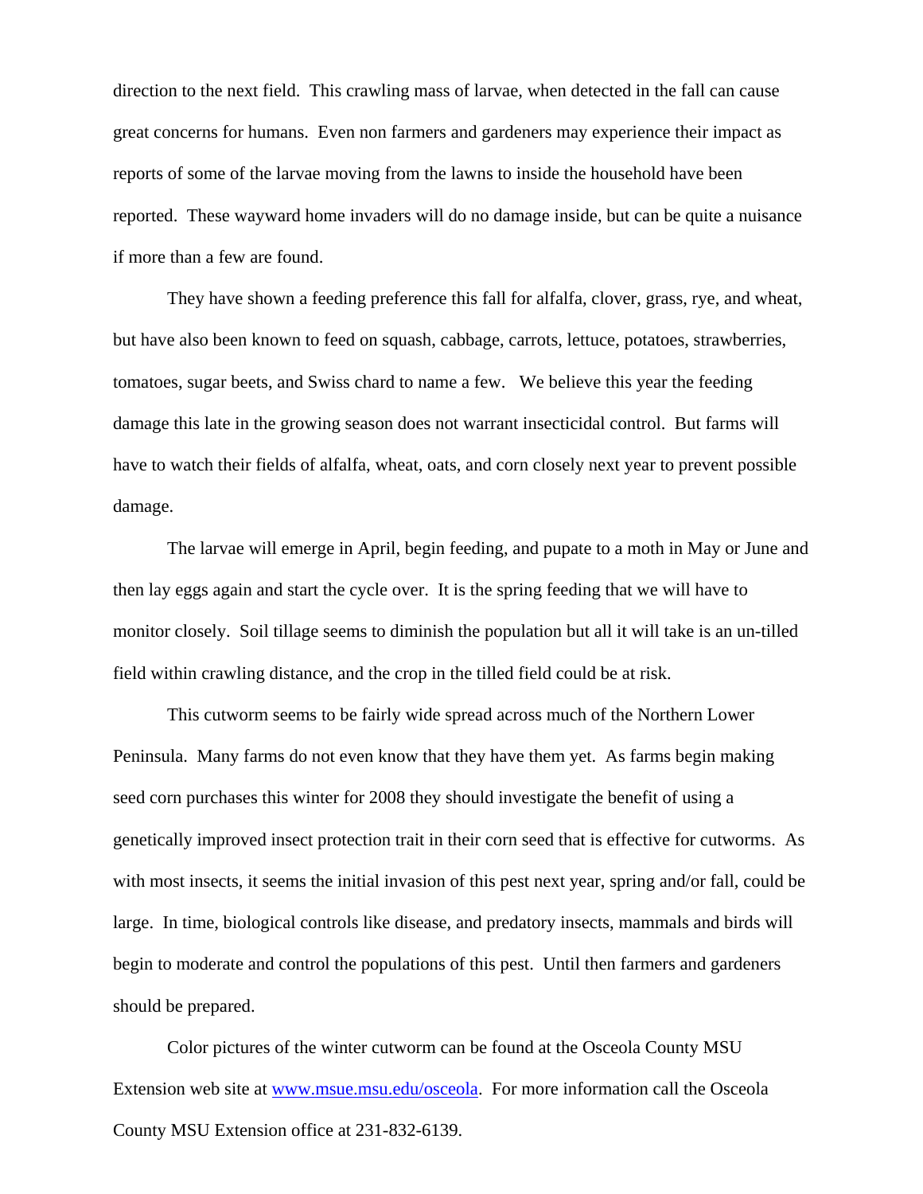direction to the next field. This crawling mass of larvae, when detected in the fall can cause great concerns for humans. Even non farmers and gardeners may experience their impact as reports of some of the larvae moving from the lawns to inside the household have been reported. These wayward home invaders will do no damage inside, but can be quite a nuisance if more than a few are found.

They have shown a feeding preference this fall for alfalfa, clover, grass, rye, and wheat, but have also been known to feed on squash, cabbage, carrots, lettuce, potatoes, strawberries, tomatoes, sugar beets, and Swiss chard to name a few. We believe this year the feeding damage this late in the growing season does not warrant insecticidal control. But farms will have to watch their fields of alfalfa, wheat, oats, and corn closely next year to prevent possible damage.

The larvae will emerge in April, begin feeding, and pupate to a moth in May or June and then lay eggs again and start the cycle over. It is the spring feeding that we will have to monitor closely. Soil tillage seems to diminish the population but all it will take is an un-tilled field within crawling distance, and the crop in the tilled field could be at risk.

This cutworm seems to be fairly wide spread across much of the Northern Lower Peninsula. Many farms do not even know that they have them yet. As farms begin making seed corn purchases this winter for 2008 they should investigate the benefit of using a genetically improved insect protection trait in their corn seed that is effective for cutworms. As with most insects, it seems the initial invasion of this pest next year, spring and/or fall, could be large. In time, biological controls like disease, and predatory insects, mammals and birds will begin to moderate and control the populations of this pest. Until then farmers and gardeners should be prepared.

Color pictures of the winter cutworm can be found at the Osceola County MSU Extension web site at [www.msue.msu.edu/osceola](http://www.msue.msu.edu/osceola). For more information call the Osceola County MSU Extension office at 231-832-6139.